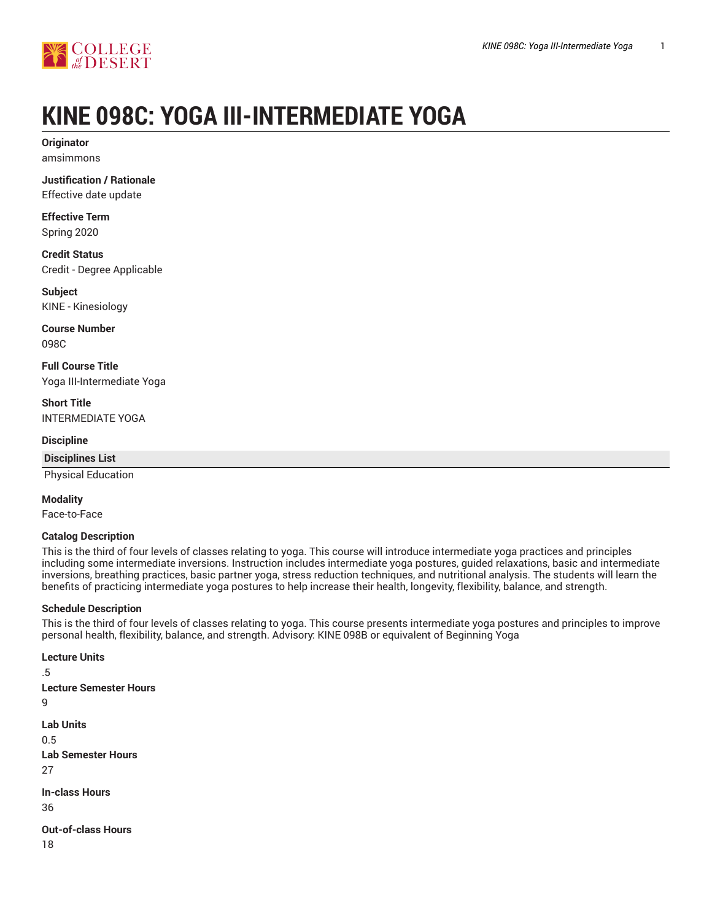# KINE 098C: YOGA III-INTERMEDIATE YOGA

**Originator**
amsimmons

**Justification / Rationale**
Effective date update

**Effective Term**
Spring 2020

**Credit Status**
Credit - Degree Applicable

**Subject**
KINE - Kinesiology

**Course Number**
098C

**Full Course Title**
Yoga III-Intermediate Yoga

**Short Title**
INTERMEDIATE YOGA

**Discipline**

| Disciplines List |
| --- |
| Physical Education |

**Modality**
Face-to-Face

**Catalog Description**
This is the third of four levels of classes relating to yoga. This course will introduce intermediate yoga practices and principles including some intermediate inversions. Instruction includes intermediate yoga postures, guided relaxations, basic and intermediate inversions, breathing practices, basic partner yoga, stress reduction techniques, and nutritional analysis. The students will learn the benefits of practicing intermediate yoga postures to help increase their health, longevity, flexibility, balance, and strength.

**Schedule Description**
This is the third of four levels of classes relating to yoga. This course presents intermediate yoga postures and principles to improve personal health, flexibility, balance, and strength. Advisory: KINE 098B or equivalent of Beginning Yoga

**Lecture Units**
.5

**Lecture Semester Hours**
9

**Lab Units**
0.5

**Lab Semester Hours**
27

**In-class Hours**
36

**Out-of-class Hours**
18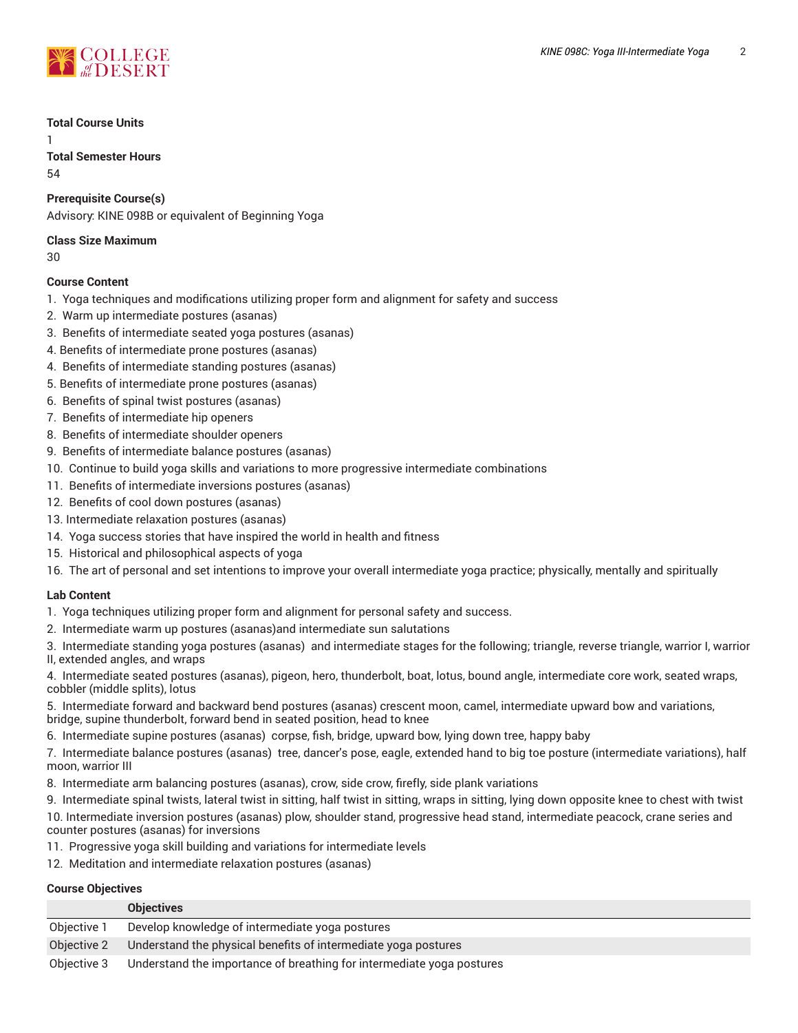**Total Course Units**

1

**Total Semester Hours**

54

**Prerequisite Course(s)**

Advisory: KINE 098B or equivalent of Beginning Yoga

**Class Size Maximum**

30

**Course Content**

1. Yoga techniques and modifications utilizing proper form and alignment for safety and success
2. Warm up intermediate postures (asanas)
3. Benefits of intermediate seated yoga postures (asanas)
4. Benefits of intermediate prone postures (asanas)
4. Benefits of intermediate standing postures (asanas)
5. Benefits of intermediate prone postures (asanas)
6. Benefits of spinal twist postures (asanas)
7. Benefits of intermediate hip openers
8. Benefits of intermediate shoulder openers
9. Benefits of intermediate balance postures (asanas)
10. Continue to build yoga skills and variations to more progressive intermediate combinations
11. Benefits of intermediate inversions postures (asanas)
12. Benefits of cool down postures (asanas)
13. Intermediate relaxation postures (asanas)
14. Yoga success stories that have inspired the world in health and fitness
15. Historical and philosophical aspects of yoga
16. The art of personal and set intentions to improve your overall intermediate yoga practice; physically, mentally and spiritually

**Lab Content**

1. Yoga techniques utilizing proper form and alignment for personal safety and success.
2. Intermediate warm up postures (asanas)and intermediate sun salutations
3. Intermediate standing yoga postures (asanas) and intermediate stages for the following; triangle, reverse triangle, warrior I, warrior II, extended angles, and wraps
4. Intermediate seated postures (asanas), pigeon, hero, thunderbolt, boat, lotus, bound angle, intermediate core work, seated wraps, cobbler (middle splits), lotus
5. Intermediate forward and backward bend postures (asanas) crescent moon, camel, intermediate upward bow and variations, bridge, supine thunderbolt, forward bend in seated position, head to knee
6. Intermediate supine postures (asanas) corpse, fish, bridge, upward bow, lying down tree, happy baby
7. Intermediate balance postures (asanas) tree, dancer's pose, eagle, extended hand to big toe posture (intermediate variations), half moon, warrior III
8. Intermediate arm balancing postures (asanas), crow, side crow, firefly, side plank variations
9. Intermediate spinal twists, lateral twist in sitting, half twist in sitting, wraps in sitting, lying down opposite knee to chest with twist
10. Intermediate inversion postures (asanas) plow, shoulder stand, progressive head stand, intermediate peacock, crane series and counter postures (asanas) for inversions
11. Progressive yoga skill building and variations for intermediate levels
12. Meditation and intermediate relaxation postures (asanas)

**Course Objectives**

| | Objectives |
|---|---|
| Objective 1 | Develop knowledge of intermediate yoga postures |
| Objective 2 | Understand the physical benefits of intermediate yoga postures |
| Objective 3 | Understand the importance of breathing for intermediate yoga postures |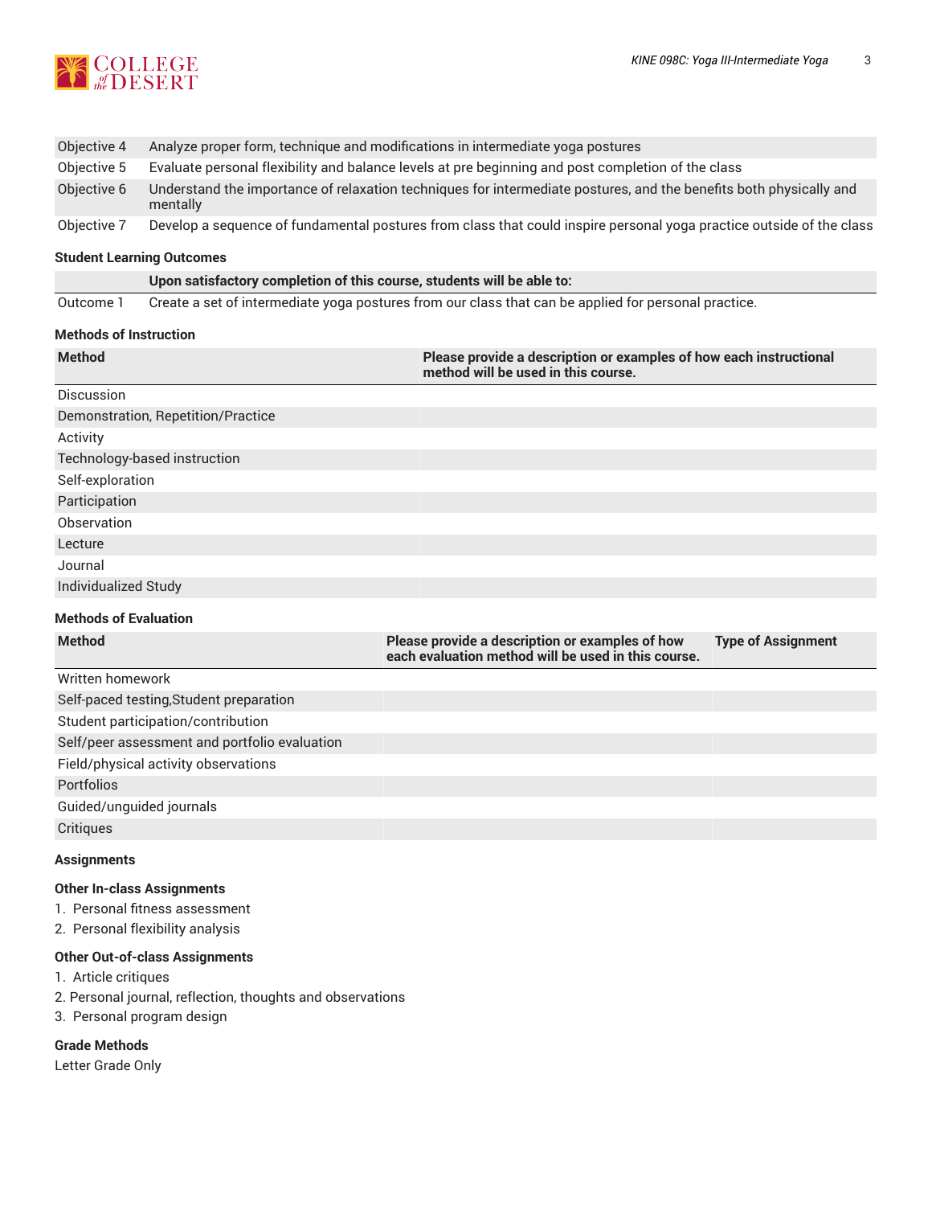| | |
|---|---|
| Objective 4 | Analyze proper form, technique and modifications in intermediate yoga postures |
| Objective 5 | Evaluate personal flexibility and balance levels at pre beginning and post completion of the class |
| Objective 6 | Understand the importance of relaxation techniques for intermediate postures, and the benefits both physically and mentally |
| Objective 7 | Develop a sequence of fundamental postures from class that could inspire personal yoga practice outside of the class |

### Student Learning Outcomes

| | Upon satisfactory completion of this course, students will be able to: |
|---|---|
| Outcome 1 | Create a set of intermediate yoga postures from our class that can be applied for personal practice. |

### Methods of Instruction

| Method | Please provide a description or examples of how each instructional method will be used in this course. |
|---|---|
| Discussion | |
| Demonstration, Repetition/Practice | |
| Activity | |
| Technology-based instruction | |
| Self-exploration | |
| Participation | |
| Observation | |
| Lecture | |
| Journal | |
| Individualized Study | |

### Methods of Evaluation

| Method | Please provide a description or examples of how each evaluation method will be used in this course. | Type of Assignment |
|---|---|---|
| Written homework | | |
| Self-paced testing,Student preparation | | |
| Student participation/contribution | | |
| Self/peer assessment and portfolio evaluation | | |
| Field/physical activity observations | | |
| Portfolios | | |
| Guided/unguided journals | | |
| Critiques | | |

### Assignments

#### Other In-class Assignments

1. Personal fitness assessment
2. Personal flexibility analysis

#### Other Out-of-class Assignments

1. Article critiques
2. Personal journal, reflection, thoughts and observations
3. Personal program design

### Grade Methods

Letter Grade Only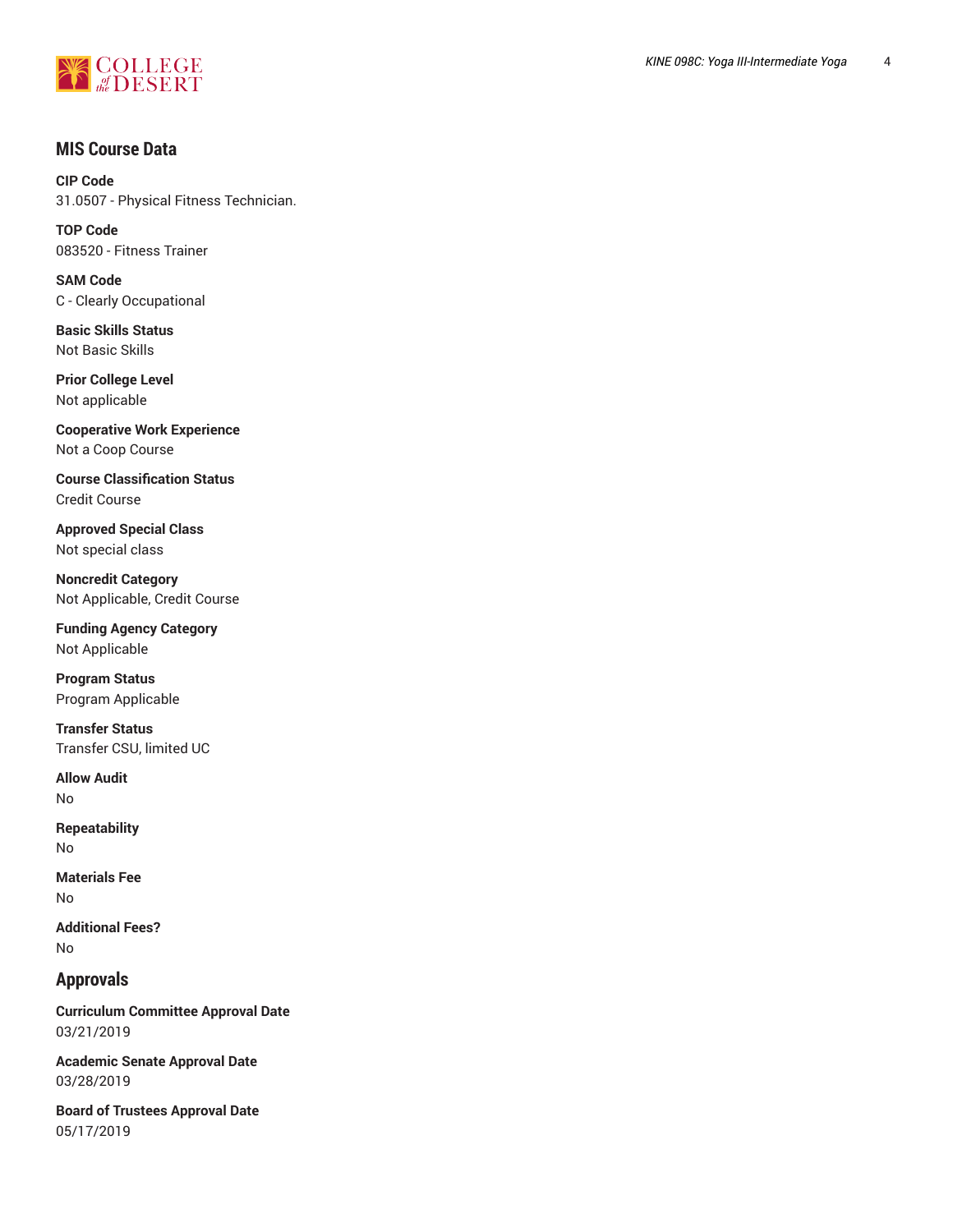## MIS Course Data

**CIP Code**
31.0507 - Physical Fitness Technician.

**TOP Code**
083520 - Fitness Trainer

**SAM Code**
C - Clearly Occupational

**Basic Skills Status**
Not Basic Skills

**Prior College Level**
Not applicable

**Cooperative Work Experience**
Not a Coop Course

**Course Classification Status**
Credit Course

**Approved Special Class**
Not special class

**Noncredit Category**
Not Applicable, Credit Course

**Funding Agency Category**
Not Applicable

**Program Status**
Program Applicable

**Transfer Status**
Transfer CSU, limited UC

**Allow Audit**
No

**Repeatability**
No

**Materials Fee**
No

**Additional Fees?**
No

## Approvals

**Curriculum Committee Approval Date**
03/21/2019

**Academic Senate Approval Date**
03/28/2019

**Board of Trustees Approval Date**
05/17/2019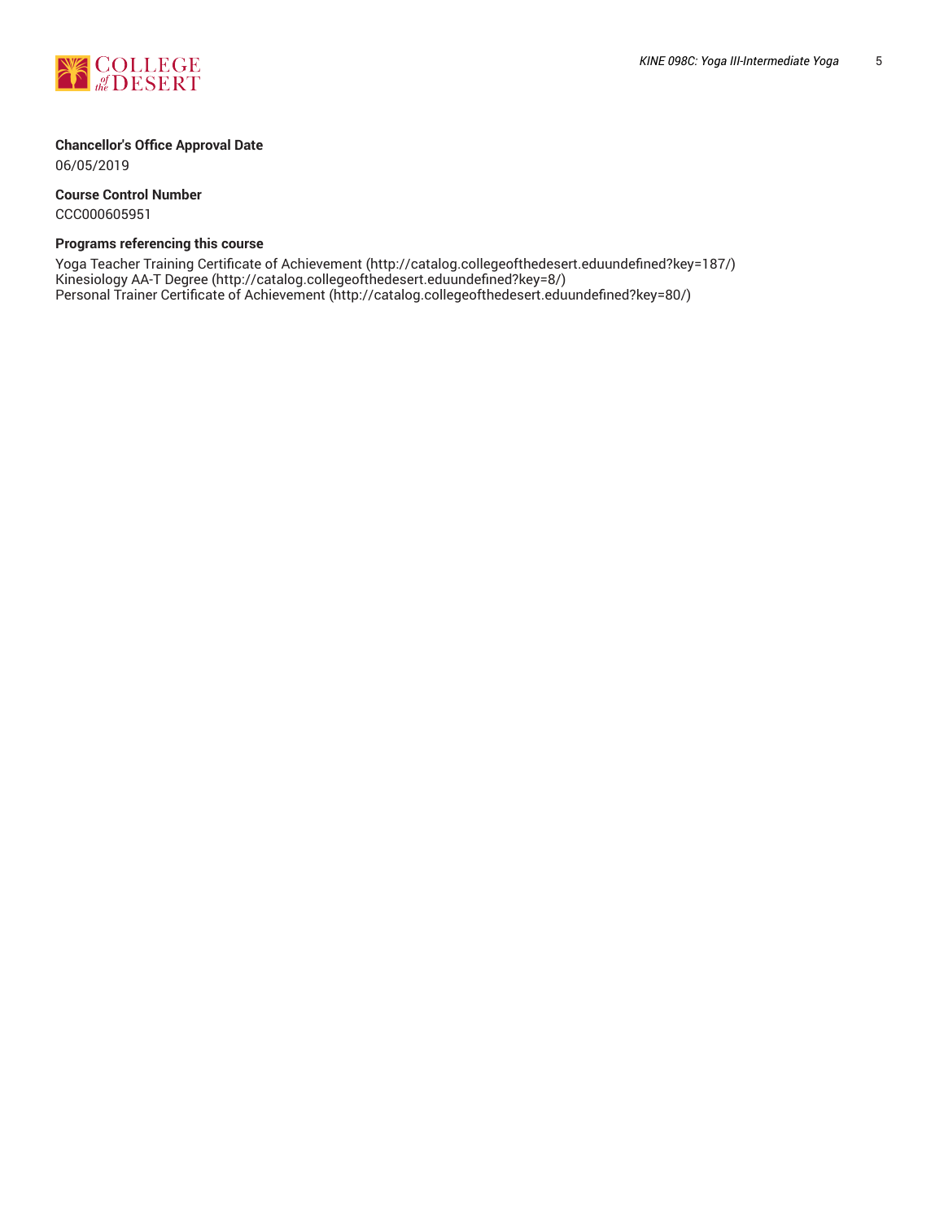**Chancellor's Office Approval Date**

06/05/2019

**Course Control Number**

CCC000605951

**Programs referencing this course**

Yoga Teacher Training Certificate of Achievement (http://catalog.collegeofthedesert.eduundefined?key=187/)
Kinesiology AA-T Degree (http://catalog.collegeofthedesert.eduundefined?key=8/)
Personal Trainer Certificate of Achievement (http://catalog.collegeofthedesert.eduundefined?key=80/)